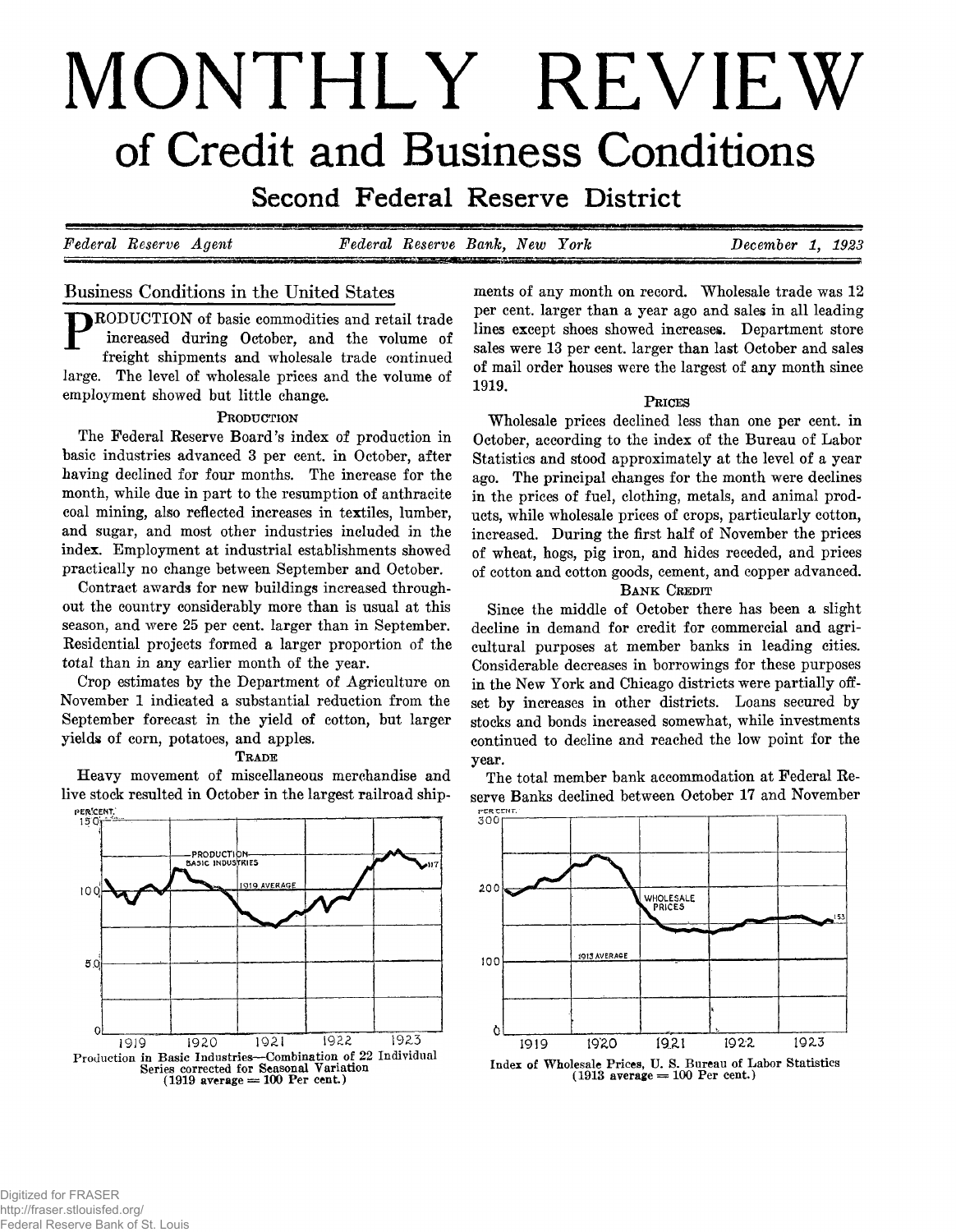# MONTHLY REVIEW

## of Credit and Business Conditions

### Second Federal Reserve District

*Federal Reserve Agent* — *Federal Reserve Bank, New York* — *December 1, 1923*

## Business Conditions in the United States

PRODUCTION of basic commodities and retail trade increased during October, and the volume of freight shipments and wholesale trade continued large. The level of wholesale prices and the volume of employment showed but little change.

### PRODUCTION

The Federal Reserve Board's index of production in basic industries advanced 3 per cent. in October, after having declined for four months. The increase for the month, while due in part to the resumption of anthracite coal mining, also reflected increases in textiles, lumber, and sugar, and most other industries included in the index. Employment at industrial establishments showed practically no change between September and October.

Contract awards for new buildings increased throughout the country considerably more than is usual at this season, and were 25 per cent. larger than in September. Residential projects formed a larger proportion of the total than in any earlier month of the year.

Crop estimates by the Department of Agriculture on November 1 indicated a substantial reduction from the September forecast in the yield of cotton, but larger yields of corn, potatoes, and apples.

### TRADE

Heavy movement of miscellaneous merchandise and live stock resulted in October in the largest railroad shipments of any month on record. Wholesale trade was 12 per cent. larger than a year ago and sales in all leading lines except shoes showed increases. Department store sales were 13 per cent. larger than last October and sales of mail order houses were the largest of any month since 1919.

Production in Basic Industries—Combination of 22 Individual Series corrected for Seasonal Variation (1919 average = 100 Per cent.)

### PRICES

Wholesale prices declined less than one per cent. in October, according to the index of the Bureau of Labor Statistics and stood approximately at the level of a year ago. The principal changes for the month were declines in the prices of fuel, clothing, metals, and animal products, while wholesale prices of crops, particularly cotton, increased. During the first half of November the prices of wheat, hogs, pig iron, and hides receded, and prices of cotton and cotton goods, cement, and copper advanced.

### BANK CREDIT

Since the middle of October there has been a slight decline in demand for credit for commercial and agricultural purposes at member banks in leading cities. Considerable decreases in borrowings for these purposes in the New York and Chicago districts were partially offset by increases in other districts. Loans secured by stocks and bonds increased somewhat, while investments continued to decline and reached the low point for the year.

The total member bank accommodation at Federal Reserve Banks declined between October 17 and November

Index of Wholesale Prices, U. S. Bureau of Labor Statistics (1913 average = 100 Per cent.)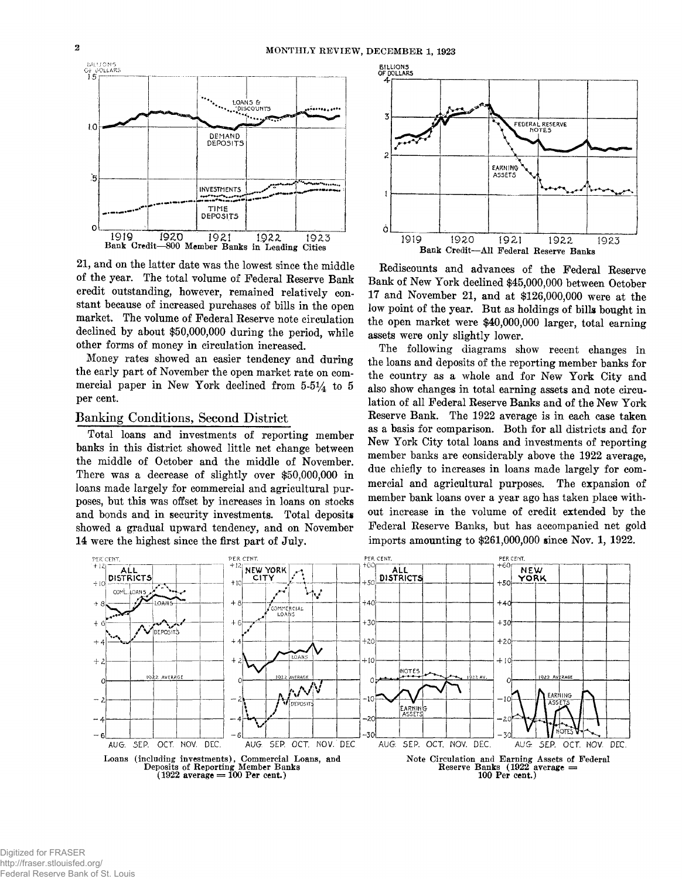Bank Credit—800 Member Banks in Leading Cities

Bank Credit—All Federal Reserve Banks

21, and on the latter date was the lowest since the middle of the year. The total volume of Federal Reserve Bank credit outstanding, however, remained relatively constant because of increased purchases of bills in the open market. The volume of Federal Reserve note circulation declined by about $50,000,000 during the period, while other forms of money in circulation increased.

Money rates showed an easier tendency and during the early part of November the open market rate on commercial paper in New York declined from 5-5¼ to 5 per cent.

## Banking Conditions, Second District

Total loans and investments of reporting member banks in this district showed little net change between the middle of October and the middle of November. There was a decrease of slightly over $50,000,000 in loans made largely for commercial and agricultural purposes, but this was offset by increases in loans on stocks and bonds and in security investments. Total deposits showed a gradual upward tendency, and on November 14 were the highest since the first part of July.

Rediscounts and advances of the Federal Reserve Bank of New York declined $45,000,000 between October 17 and November 21, and at $126,000,000 were at the low point of the year. But as holdings of bills bought in the open market were $40,000,000 larger, total earning assets were only slightly lower.

The following diagrams show recent changes in the loans and deposits of the reporting member banks for the country as a whole and for New York City and also show changes in total earning assets and note circulation of all Federal Reserve Banks and of the New York Reserve Bank. The 1922 average is in each case taken as a basis for comparison. Both for all districts and for New York City total loans and investments of reporting member banks are considerably above the 1922 average, due chiefly to increases in loans made largely for commercial and agricultural purposes. The expansion of member bank loans over a year ago has taken place without increase in the volume of credit extended by the Federal Reserve Banks, but has accompanied net gold imports amounting to $261,000,000 since Nov. 1, 1922.

Loans (including investments), Commercial Loans, and Deposits of Reporting Member Banks (1922 average = 100 Per cent.)

Note Circulation and Earning Assets of Federal Reserve Banks (1922 average = 100 Per cent.)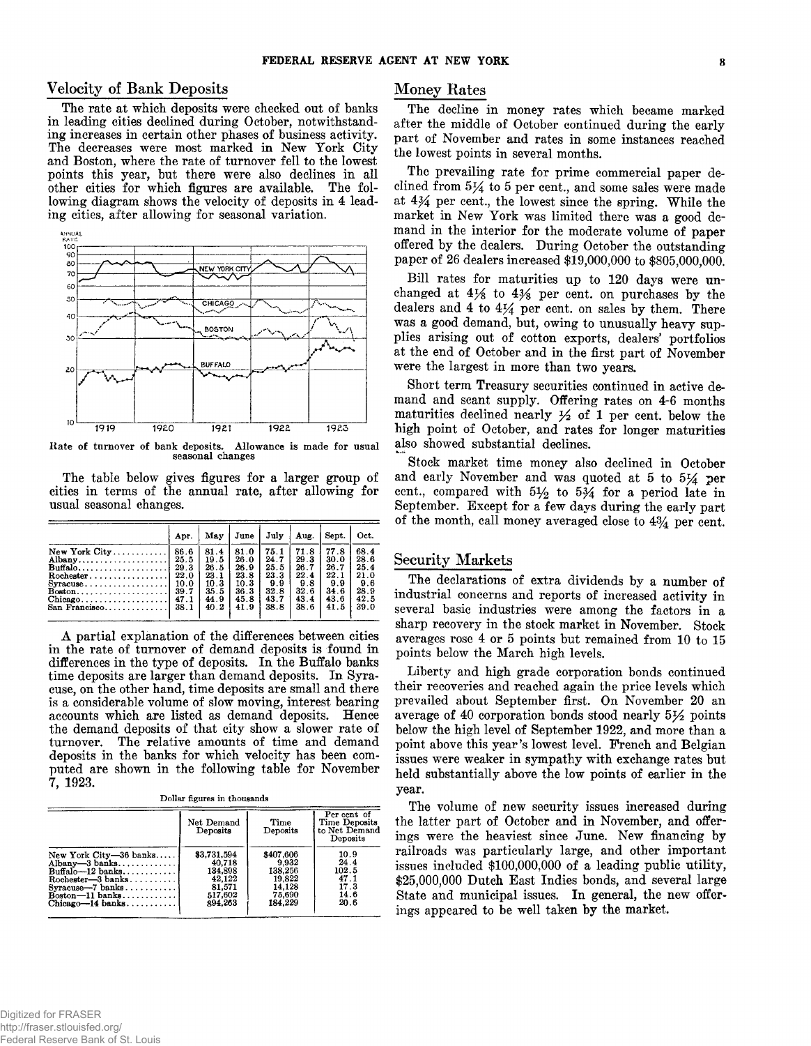## Velocity of Bank Deposits

The rate at which deposits were checked out of banks in leading cities declined during October, notwithstanding increases in certain other phases of business activity. The decreases were most marked in New York City and Boston, where the rate of turnover fell to the lowest points this year, but there were also declines in all other cities for which figures are available. The following diagram shows the velocity of deposits in 4 leading cities, after allowing for seasonal variation.

Rate of turnover of bank deposits. Allowance is made for usual seasonal changes

The table below gives figures for a larger group of cities in terms of the annual rate, after allowing for usual seasonal changes.

| | Apr. | May | June | July | Aug. | Sept. | Oct. |
|---|---|---|---|---|---|---|---|
| New York City | 86.6 | 81.4 | 81.0 | 75.1 | 71.8 | 77.8 | 68.4 |
| Albany | 25.5 | 19.5 | 26.0 | 24.7 | 29.3 | 30.0 | 28.6 |
| Buffalo | 29.3 | 26.5 | 26.9 | 25.5 | 26.7 | 26.7 | 25.4 |
| Rochester | 22.0 | 23.1 | 23.8 | 23.3 | 22.4 | 22.1 | 21.0 |
| Syracuse | 10.0 | 10.3 | 10.3 | 9.9 | 9.8 | 9.9 | 9.6 |
| Boston | 39.7 | 35.5 | 36.3 | 32.8 | 32.6 | 34.6 | 28.9 |
| Chicago | 47.1 | 44.9 | 45.8 | 43.7 | 43.4 | 43.6 | 42.5 |
| San Francisco | 38.1 | 40.2 | 41.9 | 38.8 | 38.6 | 41.5 | 39.0 |

A partial explanation of the differences between cities in the rate of turnover of demand deposits is found in differences in the type of deposits. In the Buffalo banks time deposits are larger than demand deposits. In Syracuse, on the other hand, time deposits are small and there is a considerable volume of slow moving, interest bearing accounts which are listed as demand deposits. Hence the demand deposits of that city show a slower rate of turnover. The relative amounts of time and demand deposits in the banks for which velocity has been computed are shown in the following table for November 7, 1923.

Dollar figures in thousands

| | Net Demand Deposits | Time Deposits | Per cent of Time Deposits to Net Demand Deposits |
|---|---|---|---|
| New York City—36 banks | $3,731,594 | $407,606 | 10.9 |
| Albany—3 banks | 40,718 | 9,932 | 24.4 |
| Buffalo—12 banks | 134,898 | 138,256 | 102.5 |
| Rochester—3 banks | 42,122 | 19,822 | 47.1 |
| Syracuse—7 banks | 81,571 | 14,128 | 17.3 |
| Boston—11 banks | 517,602 | 75,690 | 14.6 |
| Chicago—14 banks | 894,263 | 184,229 | 20.6 |

## Money Rates

The decline in money rates which became marked after the middle of October continued during the early part of November and rates in some instances reached the lowest points in several months.

The prevailing rate for prime commercial paper declined from 5¼ to 5 per cent., and some sales were made at 4¾ per cent., the lowest since the spring. While the market in New York was limited there was a good demand in the interior for the moderate volume of paper offered by the dealers. During October the outstanding paper of 26 dealers increased $19,000,000 to $805,000,000.

Bill rates for maturities up to 120 days were unchanged at 4⅛ to 4⅜ per cent. on purchases by the dealers and 4 to 4¼ per cent. on sales by them. There was a good demand, but, owing to unusually heavy supplies arising out of cotton exports, dealers' portfolios at the end of October and in the first part of November were the largest in more than two years.

Short term Treasury securities continued in active demand and scant supply. Offering rates on 4-6 months maturities declined nearly ½ of 1 per cent. below the high point of October, and rates for longer maturities also showed substantial declines.

Stock market time money also declined in October and early November and was quoted at 5 to 5¼ per cent., compared with 5½ to 5¾ for a period late in September. Except for a few days during the early part of the month, call money averaged close to 4¾ per cent.

## Security Markets

The declarations of extra dividends by a number of industrial concerns and reports of increased activity in several basic industries were among the factors in a sharp recovery in the stock market in November. Stock averages rose 4 or 5 points but remained from 10 to 15 points below the March high levels.

Liberty and high grade corporation bonds continued their recoveries and reached again the price levels which prevailed about September first. On November 20 an average of 40 corporation bonds stood nearly 5½ points below the high level of September 1922, and more than a point above this year's lowest level. French and Belgian issues were weaker in sympathy with exchange rates but held substantially above the low points of earlier in the year.

The volume of new security issues increased during the latter part of October and in November, and offerings were the heaviest since June. New financing by railroads was particularly large, and other important issues included $100,000,000 of a leading public utility, $25,000,000 Dutch East Indies bonds, and several large State and municipal issues. In general, the new offerings appeared to be well taken by the market.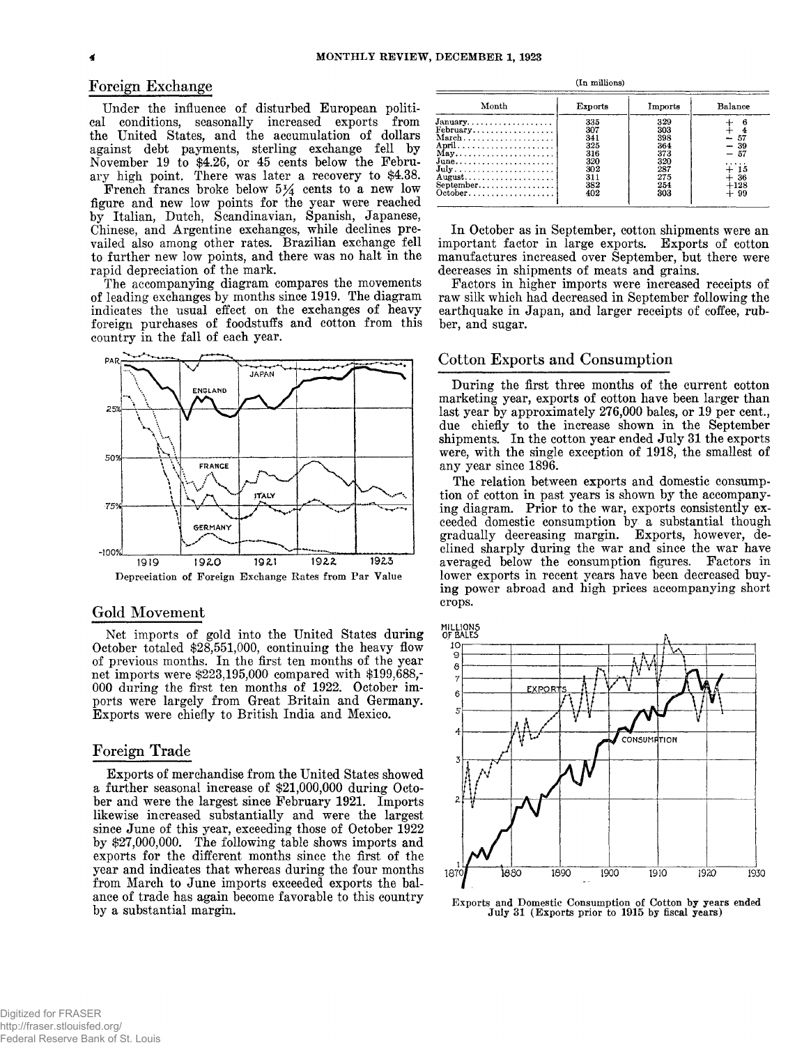## Foreign Exchange

Under the influence of disturbed European political conditions, seasonally increased exports from the United States, and the accumulation of dollars against debt payments, sterling exchange fell by November 19 to $4.26, or 45 cents below the February high point. There was later a recovery to $4.38.

French francs broke below 5¼ cents to a new low figure and new low points for the year were reached by Italian, Dutch, Scandinavian, Spanish, Japanese, Chinese, and Argentine exchanges, while declines prevailed also among other rates. Brazilian exchange fell to further new low points, and there was no halt in the rapid depreciation of the mark.

The accompanying diagram compares the movements of leading exchanges by months since 1919. The diagram indicates the usual effect on the exchanges of heavy foreign purchases of foodstuffs and cotton from this country in the fall of each year.

Depreciation of Foreign Exchange Rates from Par Value

## Gold Movement

Net imports of gold into the United States during October totaled $28,551,000, continuing the heavy flow of previous months. In the first ten months of the year net imports were $223,195,000 compared with $199,688,000 during the first ten months of 1922. October imports were largely from Great Britain and Germany. Exports were chiefly to British India and Mexico.

## Foreign Trade

Exports of merchandise from the United States showed a further seasonal increase of $21,000,000 during October and were the largest since February 1921. Imports likewise increased substantially and were the largest since June of this year, exceeding those of October 1922 by $27,000,000. The following table shows imports and exports for the different months since the first of the year and indicates that whereas during the four months from March to June imports exceeded exports the balance of trade has again become favorable to this country by a substantial margin.

(In millions)

| Month | Exports | Imports | Balance |
|---|---|---|---|
| January | 335 | 329 | + 6 |
| February | 307 | 303 | + 4 |
| March | 341 | 398 | − 57 |
| April | 325 | 364 | − 39 |
| May | 316 | 373 | − 57 |
| June | 320 | 320 | ..... |
| July | 302 | 287 | + 15 |
| August | 311 | 275 | + 36 |
| September | 382 | 254 | +128 |
| October | 402 | 303 | + 99 |

In October as in September, cotton shipments were an important factor in large exports. Exports of cotton manufactures increased over September, but there were decreases in shipments of meats and grains.

Factors in higher imports were increased receipts of raw silk which had decreased in September following the earthquake in Japan, and larger receipts of coffee, rubber, and sugar.

## Cotton Exports and Consumption

During the first three months of the current cotton marketing year, exports of cotton have been larger than last year by approximately 276,000 bales, or 19 per cent., due chiefly to the increase shown in the September shipments. In the cotton year ended July 31 the exports were, with the single exception of 1918, the smallest of any year since 1896.

The relation between exports and domestic consumption of cotton in past years is shown by the accompanying diagram. Prior to the war, exports consistently exceeded domestic consumption by a substantial though gradually decreasing margin. Exports, however, declined sharply during the war and since the war have averaged below the consumption figures. Factors in lower exports in recent years have been decreased buying power abroad and high prices accompanying short crops.

Exports and Domestic Consumption of Cotton by years ended July 31 (Exports prior to 1915 by fiscal years)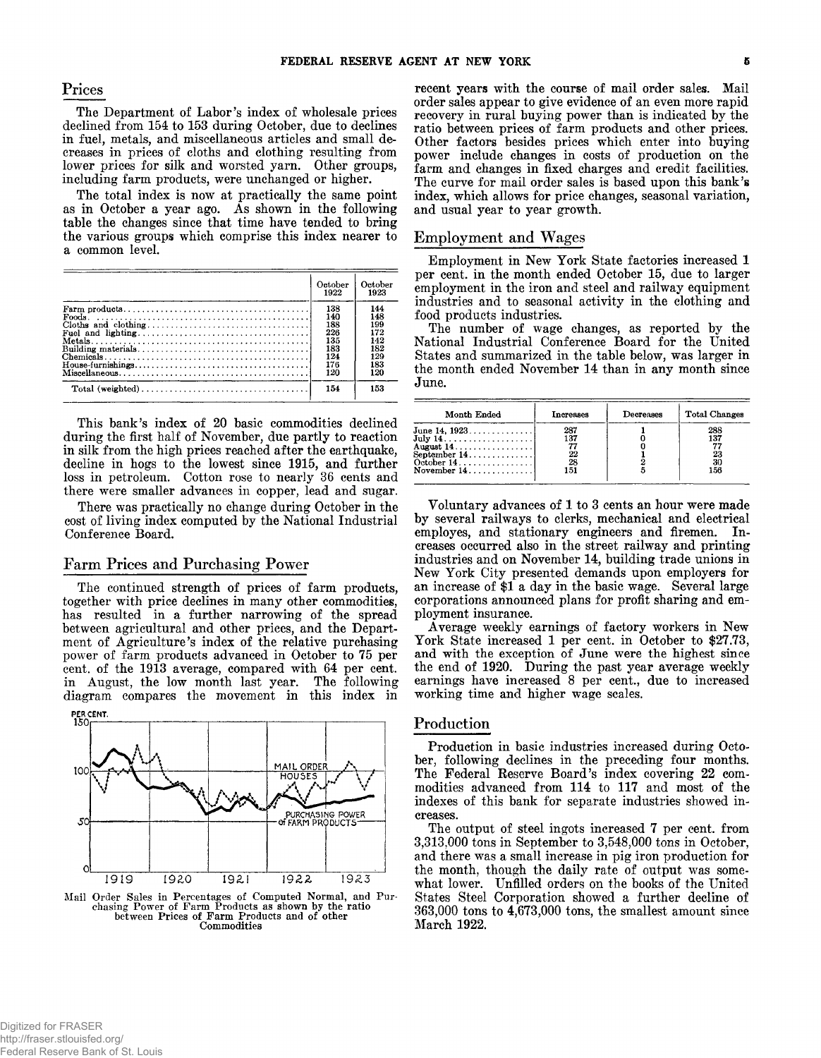## Prices

The Department of Labor's index of wholesale prices declined from 154 to 153 during October, due to declines in fuel, metals, and miscellaneous articles and small decreases in prices of cloths and clothing resulting from lower prices for silk and worsted yarn. Other groups, including farm products, were unchanged or higher.

The total index is now at practically the same point as in October a year ago. As shown in the following table the changes since that time have tended to bring the various groups which comprise this index nearer to a common level.

| | October 1922 | October 1923 |
|---|---|---|
| Farm products | 138 | 144 |
| Foods | 140 | 148 |
| Cloths and clothing | 188 | 199 |
| Fuel and lighting | 226 | 172 |
| Metals | 135 | 142 |
| Building materials | 183 | 182 |
| Chemicals | 124 | 129 |
| House-furnishings | 176 | 183 |
| Miscellaneous | 120 | 120 |
| Total (weighted) | 154 | 153 |

This bank's index of 20 basic commodities declined during the first half of November, due partly to reaction in silk from the high prices reached after the earthquake, decline in hogs to the lowest since 1915, and further loss in petroleum. Cotton rose to nearly 36 cents and there were smaller advances in copper, lead and sugar.

There was practically no change during October in the cost of living index computed by the National Industrial Conference Board.

## Farm Prices and Purchasing Power

The continued strength of prices of farm products, together with price declines in many other commodities, has resulted in a further narrowing of the spread between agricultural and other prices, and the Department of Agriculture's index of the relative purchasing power of farm products advanced in October to 75 per cent. of the 1913 average, compared with 64 per cent. in August, the low month last year. The following diagram compares the movement in this index in recent years with the course of mail order sales. Mail order sales appear to give evidence of an even more rapid recovery in rural buying power than is indicated by the ratio between prices of farm products and other prices. Other factors besides prices which enter into buying power include changes in costs of production on the farm and changes in fixed charges and credit facilities. The curve for mail order sales is based upon this bank's index, which allows for price changes, seasonal variation, and usual year to year growth.

Mail Order Sales in Percentages of Computed Normal, and Purchasing Power of Farm Products as shown by the ratio between Prices of Farm Products and of other Commodities

## Employment and Wages

Employment in New York State factories increased 1 per cent. in the month ended October 15, due to larger employment in the iron and steel and railway equipment industries and to seasonal activity in the clothing and food products industries.

The number of wage changes, as reported by the National Industrial Conference Board for the United States and summarized in the table below, was larger in the month ended November 14 than in any month since June.

| Month Ended | Increases | Decreases | Total Changes |
|---|---|---|---|
| June 14, 1923 | 287 | 1 | 288 |
| July 14 | 137 | 0 | 137 |
| August 14 | 77 | 0 | 77 |
| September 14 | 22 | 1 | 23 |
| October 14 | 28 | 2 | 30 |
| November 14 | 151 | 5 | 156 |

Voluntary advances of 1 to 3 cents an hour were made by several railways to clerks, mechanical and electrical employes, and stationary engineers and firemen. Increases occurred also in the street railway and printing industries and on November 14, building trade unions in New York City presented demands upon employers for an increase of $1 a day in the basic wage. Several large corporations announced plans for profit sharing and employment insurance.

Average weekly earnings of factory workers in New York State increased 1 per cent. in October to $27.73, and with the exception of June were the highest since the end of 1920. During the past year average weekly earnings have increased 8 per cent., due to increased working time and higher wage scales.

## Production

Production in basic industries increased during October, following declines in the preceding four months. The Federal Reserve Board's index covering 22 commodities advanced from 114 to 117 and most of the indexes of this bank for separate industries showed increases.

The output of steel ingots increased 7 per cent. from 3,313,000 tons in September to 3,548,000 tons in October, and there was a small increase in pig iron production for the month, though the daily rate of output was somewhat lower. Unfilled orders on the books of the United States Steel Corporation showed a further decline of 363,000 tons to 4,673,000 tons, the smallest amount since March 1922.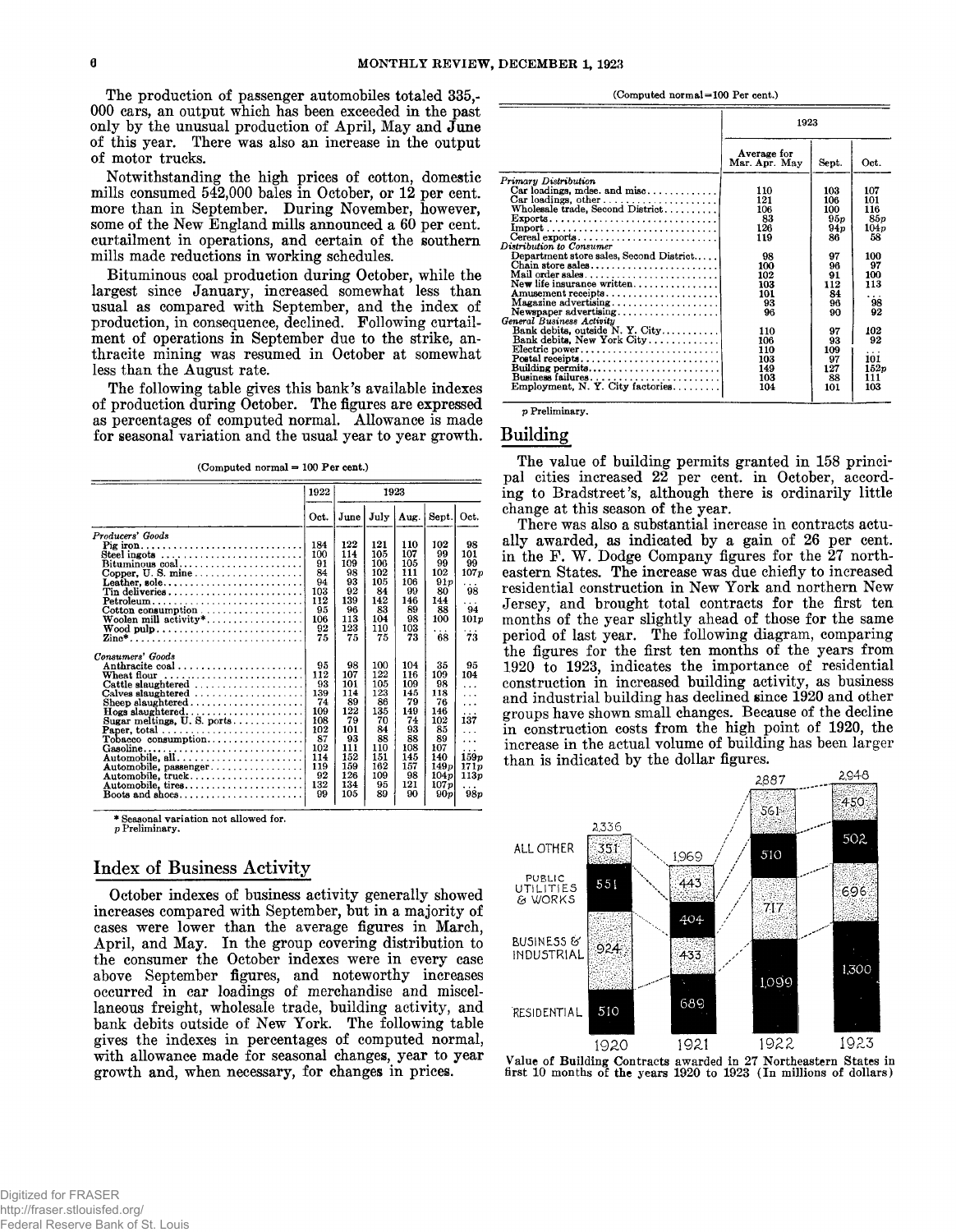The production of passenger automobiles totaled 335,000 cars, an output which has been exceeded in the past only by the unusual production of April, May and June of this year. There was also an increase in the output of motor trucks.

Notwithstanding the high prices of cotton, domestic mills consumed 542,000 bales in October, or 12 per cent. more than in September. During November, however, some of the New England mills announced a 60 per cent. curtailment in operations, and certain of the southern mills made reductions in working schedules.

Bituminous coal production during October, while the largest since January, increased somewhat less than usual as compared with September, and the index of production, in consequence, declined. Following curtailment of operations in September due to the strike, anthracite mining was resumed in October at somewhat less than the August rate.

The following table gives this bank's available indexes of production during October. The figures are expressed as percentages of computed normal. Allowance is made for seasonal variation and the usual year to year growth.

(Computed normal = 100 Per cent.)

| | 1922 | 1923 | | | | |
|---|---|---|---|---|---|---|
| | Oct. | June | July | Aug. | Sept. | Oct. |
| *Producers' Goods* | | | | | | |
| Pig iron | 184 | 122 | 121 | 110 | 102 | 98 |
| Steel ingots | 100 | 114 | 105 | 107 | 99 | 101 |
| Bituminous coal | 91 | 109 | 106 | 105 | 99 | 99 |
| Copper, U. S. mine | 84 | 98 | 102 | 111 | 102 | 107p |
| Leather, sole | 94 | 93 | 105 | 106 | 91p | ... |
| Tin deliveries | 103 | 92 | 84 | 99 | 80 | 98 |
| Petroleum | 112 | 139 | 142 | 146 | 144 | ... |
| Cotton consumption | 95 | 96 | 83 | 89 | 88 | 94 |
| Woolen mill activity* | 106 | 113 | 104 | 98 | 100 | 101p |
| Wood pulp | 92 | 123 | 110 | 103 | ... | ... |
| Zinc* | 75 | 75 | 75 | 73 | 68 | 73 |
| *Consumers' Goods* | | | | | | |
| Anthracite coal | 95 | 98 | 100 | 104 | 35 | 95 |
| Wheat flour | 112 | 107 | 122 | 116 | 109 | 104 |
| Cattle slaughtered | 93 | 101 | 105 | 109 | 98 | ... |
| Calves slaughtered | 139 | 114 | 123 | 145 | 118 | ... |
| Sheep slaughtered | 74 | 89 | 86 | 79 | 76 | ... |
| Hogs slaughtered | 109 | 122 | 135 | 149 | 146 | ... |
| Sugar meltings, U. S. ports | 108 | 79 | 70 | 74 | 102 | 137 |
| Paper, total | 102 | 101 | 84 | 93 | 85 | ... |
| Tobacco consumption | 87 | 93 | 88 | 88 | 89 | ... |
| Gasoline | 102 | 111 | 110 | 108 | 107 | ... |
| Automobile, all | 114 | 152 | 151 | 145 | 140 | 159p |
| Automobile, passenger | 119 | 159 | 162 | 157 | 149p | 171p |
| Automobile, truck | 92 | 126 | 109 | 98 | 104p | 113p |
| Automobile, tires | 132 | 134 | 95 | 121 | 107p | ... |
| Boots and shoes | 99 | 105 | 89 | 90 | 90p | 98p |

\* Seasonal variation not allowed for.
p Preliminary.

## Index of Business Activity

October indexes of business activity generally showed increases compared with September, but in a majority of cases were lower than the average figures in March, April, and May. In the group covering distribution to the consumer the October indexes were in every case above September figures, and noteworthy increases occurred in car loadings of merchandise and miscellaneous freight, wholesale trade, building activity, and bank debits outside of New York. The following table gives the indexes in percentages of computed normal, with allowance made for seasonal changes, year to year growth and, when necessary, for changes in prices.

(Computed normal=100 Per cent.)

| | 1923 | | |
|---|---|---|---|
| | Average for Mar. Apr. May | Sept. | Oct. |
| *Primary Distribution* | | | |
| Car loadings, mdse. and misc. | 110 | 103 | 107 |
| Car loadings, other | 121 | 106 | 101 |
| Wholesale trade, Second District | 106 | 100 | 116 |
| Exports | 83 | 95p | 85p |
| Import | 126 | 94p | 104p |
| Cereal exports | 119 | 86 | 58 |
| *Distribution to Consumer* | | | |
| Department store sales, Second District | 98 | 97 | 100 |
| Chain store sales | 100 | 96 | 97 |
| Mail order sales | 102 | 91 | 100 |
| New life insurance written | 103 | 112 | 113 |
| Amusement receipts | 101 | 84 | ... |
| Magazine advertising | 93 | 96 | 98 |
| Newspaper advertising | 96 | 90 | 92 |
| *General Business Activity* | | | |
| Bank debits, outside N. Y. City | 110 | 97 | 102 |
| Bank debits, New York City | 106 | 93 | 92 |
| Electric power | 110 | 109 | ... |
| Postal receipts | 103 | 97 | 101 |
| Building permits | 149 | 127 | 152p |
| Business failures | 103 | 88 | 111 |
| Employment, N. Y. City factories | 104 | 101 | 103 |

p Preliminary.

## Building

The value of building permits granted in 158 principal cities increased 22 per cent. in October, according to Bradstreet's, although there is ordinarily little change at this season of the year.

There was also a substantial increase in contracts actually awarded, as indicated by a gain of 26 per cent. in the F. W. Dodge Company figures for the 27 northeastern States. The increase was due chiefly to increased residential construction in New York and northern New Jersey, and brought total contracts for the first ten months of the year slightly ahead of those for the same period of last year. The following diagram, comparing the figures for the first ten months of the years from 1920 to 1923, indicates the importance of residential construction in increased building activity, as business and industrial building has declined since 1920 and other groups have shown small changes. Because of the decline in construction costs from the high point of 1920, the increase in the actual volume of building has been larger than is indicated by the dollar figures.

| | 1920 | 1921 | 1922 | 1923 |
|---|---|---|---|---|
| All Other | 351 | 443 | 561 | 450 |
| Public Utilities & Works | 551 | 404 | 510 | 502 |
| Business & Industrial | 924 | 433 | 717 | 696 |
| Residential | 510 | 689 | 1,099 | 1,300 |
| Total | 2,336 | 1,969 | 2,887 | 2,948 |

Value of Building Contracts awarded in 27 Northeastern States in first 10 months of the years 1920 to 1923 (In millions of dollars)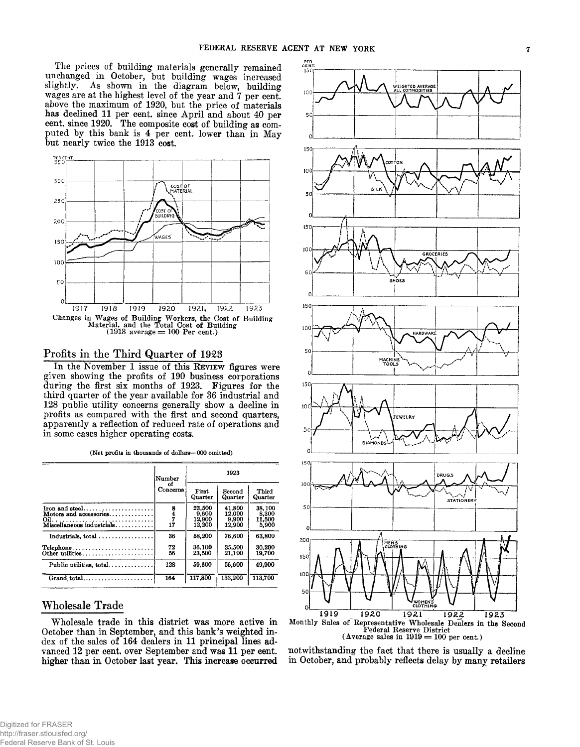The prices of building materials generally remained unchanged in October, but building wages increased slightly. As shown in the diagram below, building wages are at the highest level of the year and 7 per cent. above the maximum of 1920, but the price of materials has declined 11 per cent. since April and about 40 per cent. since 1920. The composite cost of building as computed by this bank is 4 per cent. lower than in May but nearly twice the 1913 cost.

Changes in Wages of Building Workers, the Cost of Building Material, and the Total Cost of Building (1913 average = 100 Per cent.)

## Profits in the Third Quarter of 1923

In the November 1 issue of this REVIEW figures were given showing the profits of 190 business corporations during the first six months of 1923. Figures for the third quarter of the year available for 36 industrial and 128 public utility concerns generally show a decline in profits as compared with the first and second quarters, apparently a reflection of reduced rate of operations and in some cases higher operating costs.

(Net profits in thousands of dollars—000 omitted)

| | Number of Concerns | 1923 | | |
|---|---|---|---|---|
| | | First Quarter | Second Quarter | Third Quarter |
| Iron and steel | 8 | 23,500 | 41,800 | 38,100 |
| Motors and accessories | 4 | 9,600 | 12,000 | 8,300 |
| Oil | 7 | 12,900 | 9,900 | 11,500 |
| Miscellaneous industrials | 17 | 12,200 | 12,900 | 5,900 |
| Industrials, total | 36 | 58,200 | 76,600 | 63,800 |
| Telephone | 72 | 36,100 | 35,500 | 30,200 |
| Other utilities | 56 | 23,500 | 21,100 | 19,700 |
| Public utilities, total | 128 | 59,600 | 56,600 | 49,900 |
| Grand total | 164 | 117,800 | 133,200 | 113,700 |

## Wholesale Trade

Wholesale trade in this district was more active in October than in September, and this bank's weighted index of the sales of 164 dealers in 11 principal lines advanced 12 per cent. over September and was 11 per cent. higher than in October last year. This increase occurred notwithstanding the fact that there is usually a decline in October, and probably reflects delay by many retailers

Monthly Sales of Representative Wholesale Dealers in the Second Federal Reserve District (Average sales in 1919 = 100 per cent.)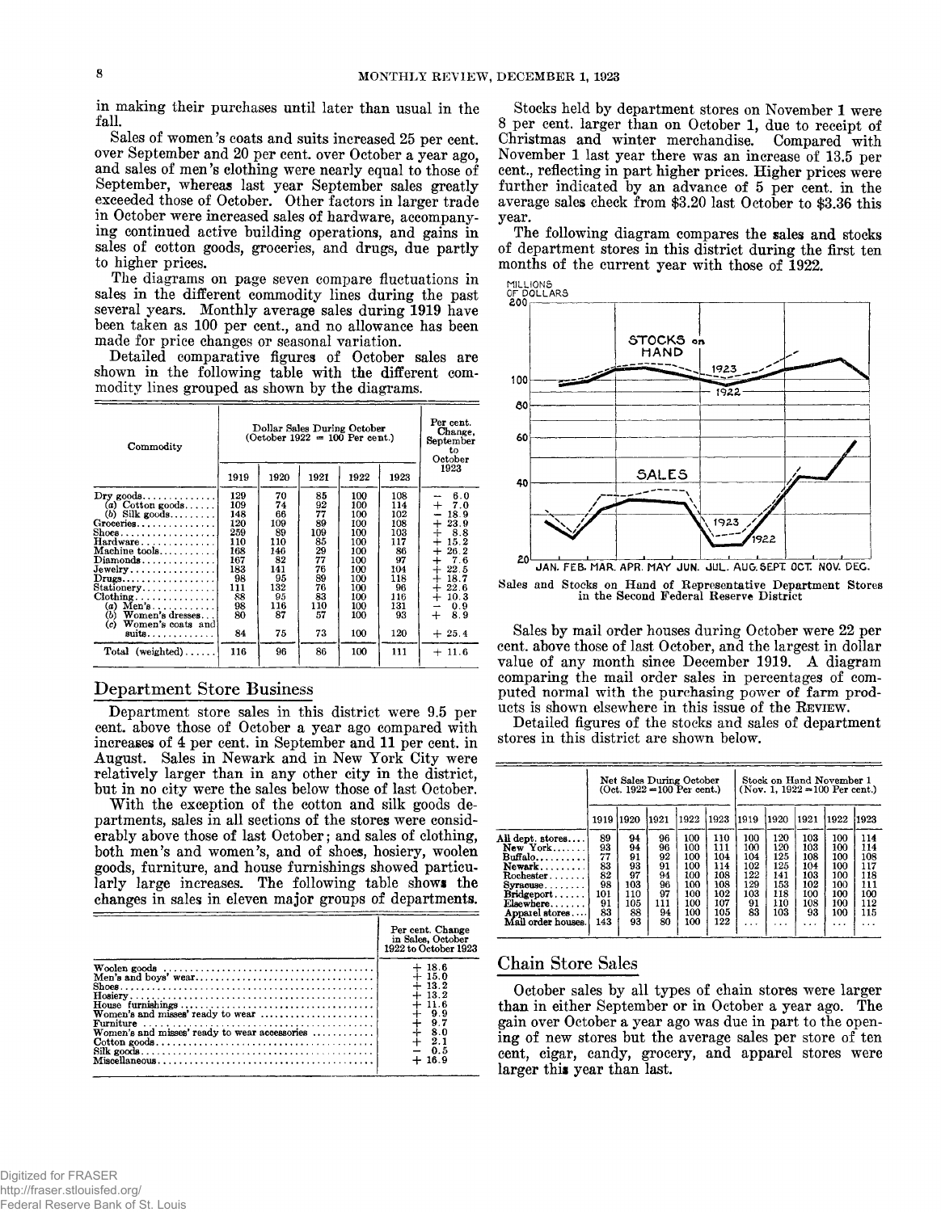in making their purchases until later than usual in the fall.

Sales of women's coats and suits increased 25 per cent. over September and 20 per cent. over October a year ago, and sales of men's clothing were nearly equal to those of September, whereas last year September sales greatly exceeded those of October. Other factors in larger trade in October were increased sales of hardware, accompanying continued active building operations, and gains in sales of cotton goods, groceries, and drugs, due partly to higher prices.

The diagrams on page seven compare fluctuations in sales in the different commodity lines during the past several years. Monthly average sales during 1919 have been taken as 100 per cent., and no allowance has been made for price changes or seasonal variation.

Detailed comparative figures of October sales are shown in the following table with the different commodity lines grouped as shown by the diagrams.

| Commodity | Dollar Sales During October (October 1922 = 100 Per cent.) | | | | | Per cent. Change, September to October 1923 |
|---|---|---|---|---|---|---|
| | 1919 | 1920 | 1921 | 1922 | 1923 | |
| Dry goods | 129 | 70 | 85 | 100 | 108 | − 6.0 |
| (a) Cotton goods | 109 | 74 | 92 | 100 | 114 | + 7.0 |
| (b) Silk goods | 148 | 66 | 77 | 100 | 102 | − 18.9 |
| Groceries | 120 | 109 | 89 | 100 | 108 | + 23.9 |
| Shoes | 259 | 89 | 109 | 100 | 103 | + 8.8 |
| Hardware | 110 | 110 | 85 | 100 | 117 | + 15.2 |
| Machine tools | 168 | 146 | 29 | 100 | 86 | + 26.2 |
| Diamonds | 167 | 82 | 77 | 100 | 97 | + 7.6 |
| Jewelry | 183 | 141 | 76 | 100 | 104 | + 22.5 |
| Drugs | 98 | 95 | 89 | 100 | 118 | + 18.7 |
| Stationery | 111 | 132 | 76 | 100 | 96 | + 22.6 |
| Clothing | 88 | 95 | 83 | 100 | 116 | + 10.3 |
| (a) Men's | 98 | 116 | 110 | 100 | 131 | − 0.9 |
| (b) Women's dresses | 80 | 87 | 57 | 100 | 93 | + 8.9 |
| (c) Women's coats and suits | 84 | 75 | 73 | 100 | 120 | + 25.4 |
| Total (weighted) | 116 | 96 | 86 | 100 | 111 | + 11.6 |

## Department Store Business

Department store sales in this district were 9.5 per cent. above those of October a year ago compared with increases of 4 per cent. in September and 11 per cent. in August. Sales in Newark and in New York City were relatively larger than in any other city in the district, but in no city were the sales below those of last October.

With the exception of the cotton and silk goods departments, sales in all sections of the stores were considerably above those of last October; and sales of clothing, both men's and women's, and of shoes, hosiery, woolen goods, furniture, and house furnishings showed particularly large increases. The following table shows the changes in sales in eleven major groups of departments.

| | Per cent. Change in Sales, October 1922 to October 1923 |
|---|---|
| Woolen goods | + 18.6 |
| Men's and boys' wear | + 15.0 |
| Shoes | + 13.2 |
| Hosiery | + 13.2 |
| House furnishings | + 11.6 |
| Women's and misses' ready to wear | + 9.9 |
| Furniture | + 9.7 |
| Women's and misses' ready to wear accessories | + 8.0 |
| Cotton goods | + 2.1 |
| Silk goods | − 0.5 |
| Miscellaneous | + 16.9 |

Stocks held by department stores on November 1 were 8 per cent. larger than on October 1, due to receipt of Christmas and winter merchandise. Compared with November 1 last year there was an increase of 13.5 per cent., reflecting in part higher prices. Higher prices were further indicated by an advance of 5 per cent. in the average sales check from $3.20 last October to $3.36 this year.

The following diagram compares the sales and stocks of department stores in this district during the first ten months of the current year with those of 1922.

MILLIONS OF DOLLARS
200
100
80
60
40
20
STOCKS on HAND
1923
1922
SALES
1923
1922
JAN. FEB. MAR. APR. MAY JUN. JUL. AUG. SEPT. OCT. NOV. DEC.

Sales and Stocks on Hand of Representative Department Stores in the Second Federal Reserve District

Sales by mail order houses during October were 22 per cent. above those of last October, and the largest in dollar value of any month since December 1919. A diagram comparing the mail order sales in percentages of computed normal with the purchasing power of farm products is shown elsewhere in this issue of the REVIEW.

Detailed figures of the stocks and sales of department stores in this district are shown below.

| | Net Sales During October (Oct. 1922 = 100 Per cent.) | | | | | Stock on Hand November 1 (Nov. 1, 1922 = 100 Per cent.) | | | | |
|---|---|---|---|---|---|---|---|---|---|---|
| | 1919 | 1920 | 1921 | 1922 | 1923 | 1919 | 1920 | 1921 | 1922 | 1923 |
| All dept. stores | 89 | 94 | 96 | 100 | 110 | 100 | 120 | 103 | 100 | 114 |
| New York | 93 | 94 | 96 | 100 | 111 | 100 | 120 | 103 | 100 | 114 |
| Buffalo | 77 | 91 | 92 | 100 | 104 | 104 | 125 | 108 | 100 | 108 |
| Newark | 83 | 93 | 91 | 100 | 114 | 102 | 125 | 104 | 100 | 117 |
| Rochester | 82 | 97 | 94 | 100 | 108 | 122 | 141 | 103 | 100 | 118 |
| Syracuse | 98 | 103 | 96 | 100 | 108 | 129 | 153 | 102 | 100 | 111 |
| Bridgeport | 101 | 110 | 97 | 100 | 102 | 103 | 118 | 100 | 100 | 100 |
| Elsewhere | 91 | 105 | 111 | 100 | 107 | 91 | 110 | 108 | 100 | 112 |
| Apparel stores | 83 | 88 | 94 | 100 | 105 | 83 | 103 | 93 | 100 | 115 |
| Mail order houses | 143 | 93 | 80 | 100 | 122 | ... | ... | ... | ... | ... |

## Chain Store Sales

October sales by all types of chain stores were larger than in either September or in October a year ago. The gain over October a year ago was due in part to the opening of new stores but the average sales per store of ten cent, cigar, candy, grocery, and apparel stores were larger this year than last.

Digitized for FRASER
http://fraser.stlouisfed.org/
Federal Reserve Bank of St. Louis